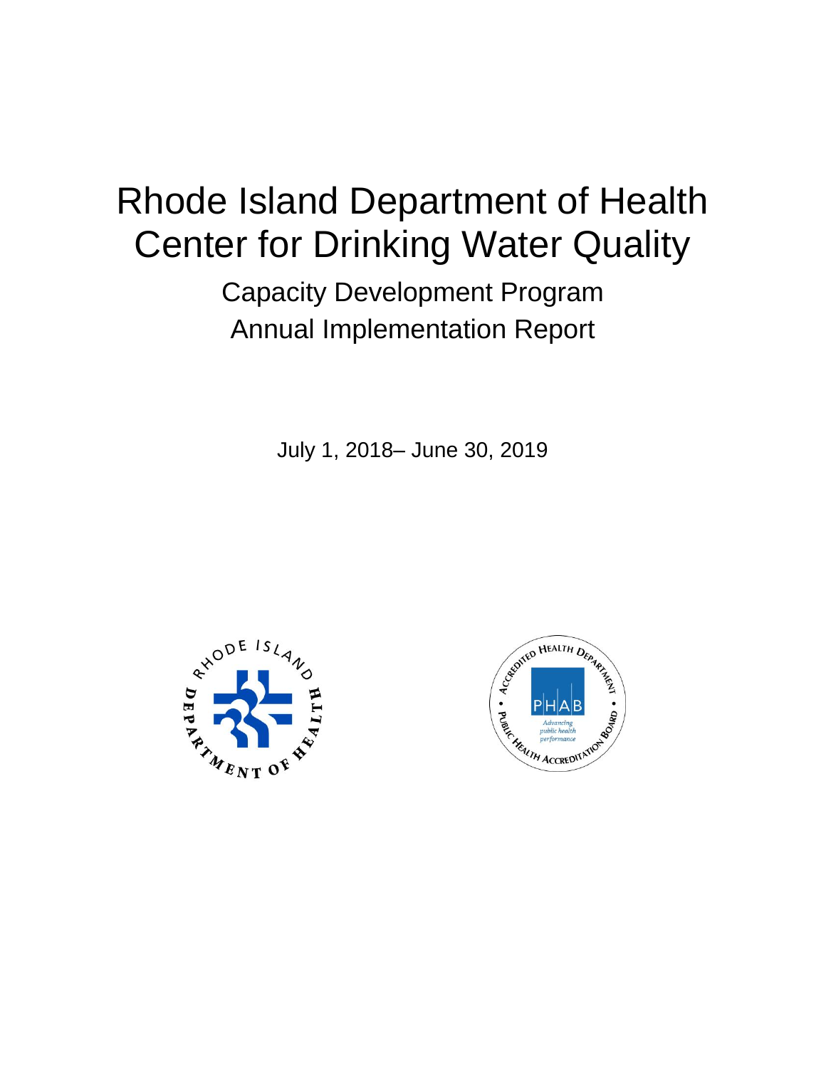# Rhode Island Department of Health Center for Drinking Water Quality

## Capacity Development Program Annual Implementation Report

July 1, 2018– June 30, 2019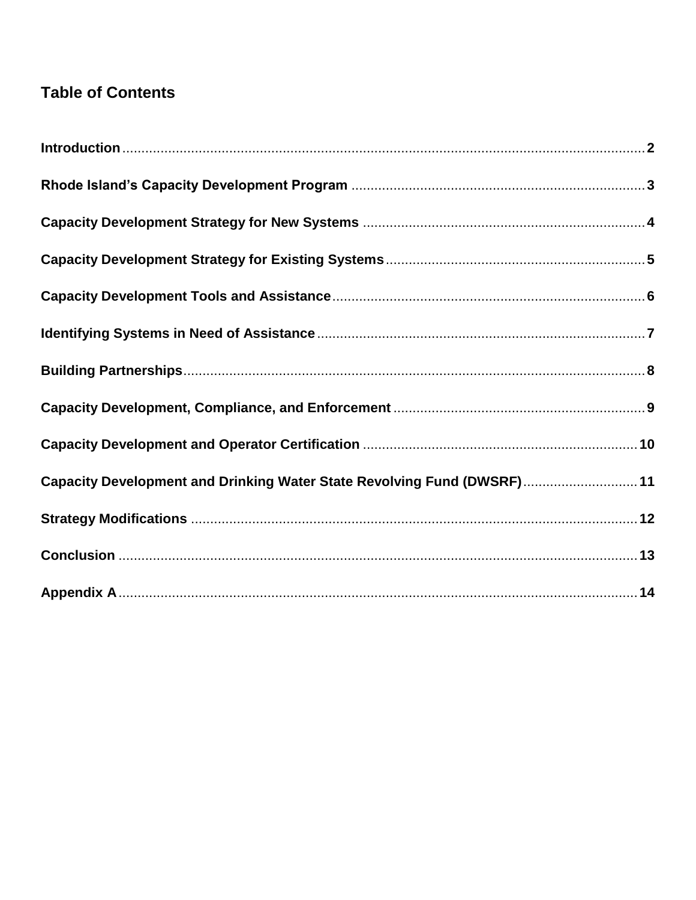## Table of Contents

| | |
|---|---|
| **Introduction** | **2** |
| **Rhode Island's Capacity Development Program** | **3** |
| **Capacity Development Strategy for New Systems** | **4** |
| **Capacity Development Strategy for Existing Systems** | **5** |
| **Capacity Development Tools and Assistance** | **6** |
| **Identifying Systems in Need of Assistance** | **7** |
| **Building Partnerships** | **8** |
| **Capacity Development, Compliance, and Enforcement** | **9** |
| **Capacity Development and Operator Certification** | **10** |
| **Capacity Development and Drinking Water State Revolving Fund (DWSRF)** | **11** |
| **Strategy Modifications** | **12** |
| **Conclusion** | **13** |
| **Appendix A** | **14** |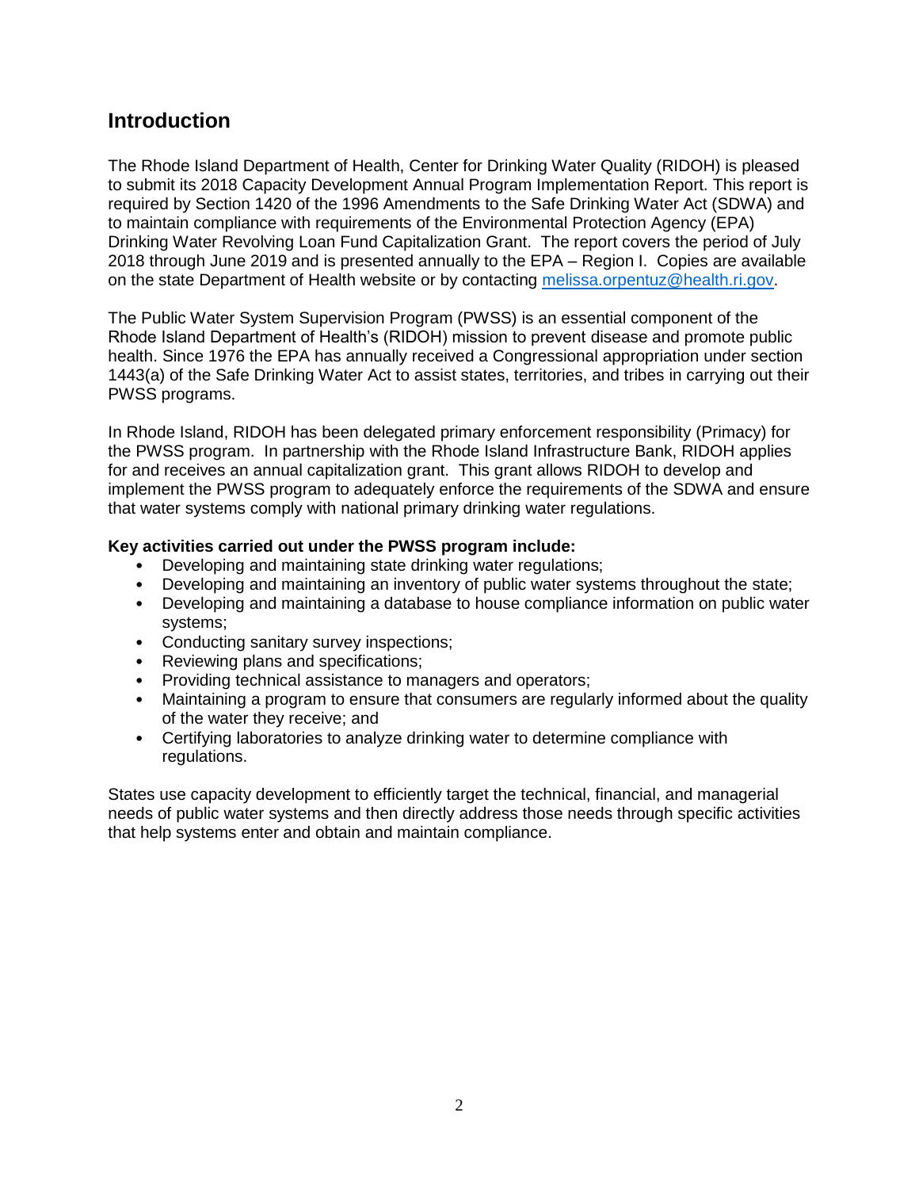## Introduction

The Rhode Island Department of Health, Center for Drinking Water Quality (RIDOH) is pleased to submit its 2018 Capacity Development Annual Program Implementation Report. This report is required by Section 1420 of the 1996 Amendments to the Safe Drinking Water Act (SDWA) and to maintain compliance with requirements of the Environmental Protection Agency (EPA) Drinking Water Revolving Loan Fund Capitalization Grant. The report covers the period of July 2018 through June 2019 and is presented annually to the EPA – Region I. Copies are available on the state Department of Health website or by contacting [melissa.orpentuz@health.ri.gov](mailto:melissa.orpentuz@health.ri.gov).

The Public Water System Supervision Program (PWSS) is an essential component of the Rhode Island Department of Health's (RIDOH) mission to prevent disease and promote public health. Since 1976 the EPA has annually received a Congressional appropriation under section 1443(a) of the Safe Drinking Water Act to assist states, territories, and tribes in carrying out their PWSS programs.

In Rhode Island, RIDOH has been delegated primary enforcement responsibility (Primacy) for the PWSS program. In partnership with the Rhode Island Infrastructure Bank, RIDOH applies for and receives an annual capitalization grant. This grant allows RIDOH to develop and implement the PWSS program to adequately enforce the requirements of the SDWA and ensure that water systems comply with national primary drinking water regulations.

**Key activities carried out under the PWSS program include:**

- Developing and maintaining state drinking water regulations;
- Developing and maintaining an inventory of public water systems throughout the state;
- Developing and maintaining a database to house compliance information on public water systems;
- Conducting sanitary survey inspections;
- Reviewing plans and specifications;
- Providing technical assistance to managers and operators;
- Maintaining a program to ensure that consumers are regularly informed about the quality of the water they receive; and
- Certifying laboratories to analyze drinking water to determine compliance with regulations.

States use capacity development to efficiently target the technical, financial, and managerial needs of public water systems and then directly address those needs through specific activities that help systems enter and obtain and maintain compliance.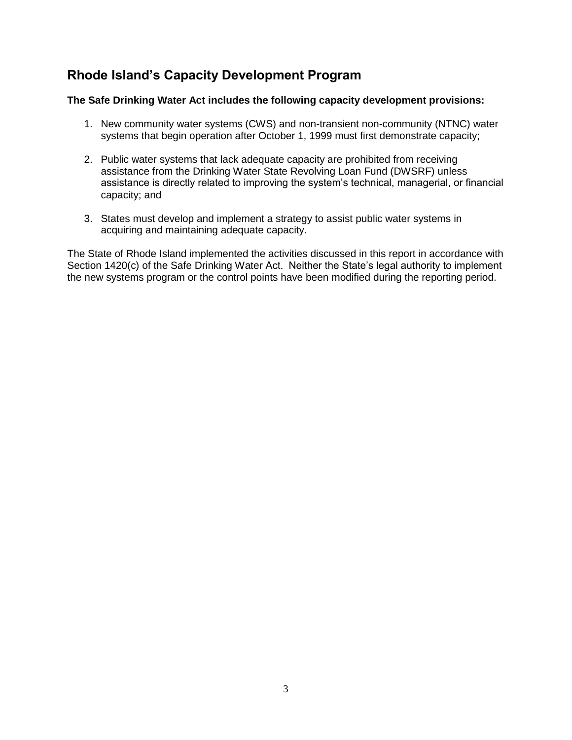## Rhode Island's Capacity Development Program

**The Safe Drinking Water Act includes the following capacity development provisions:**

1. New community water systems (CWS) and non-transient non-community (NTNC) water systems that begin operation after October 1, 1999 must first demonstrate capacity;

2. Public water systems that lack adequate capacity are prohibited from receiving assistance from the Drinking Water State Revolving Loan Fund (DWSRF) unless assistance is directly related to improving the system's technical, managerial, or financial capacity; and

3. States must develop and implement a strategy to assist public water systems in acquiring and maintaining adequate capacity.

The State of Rhode Island implemented the activities discussed in this report in accordance with Section 1420(c) of the Safe Drinking Water Act. Neither the State's legal authority to implement the new systems program or the control points have been modified during the reporting period.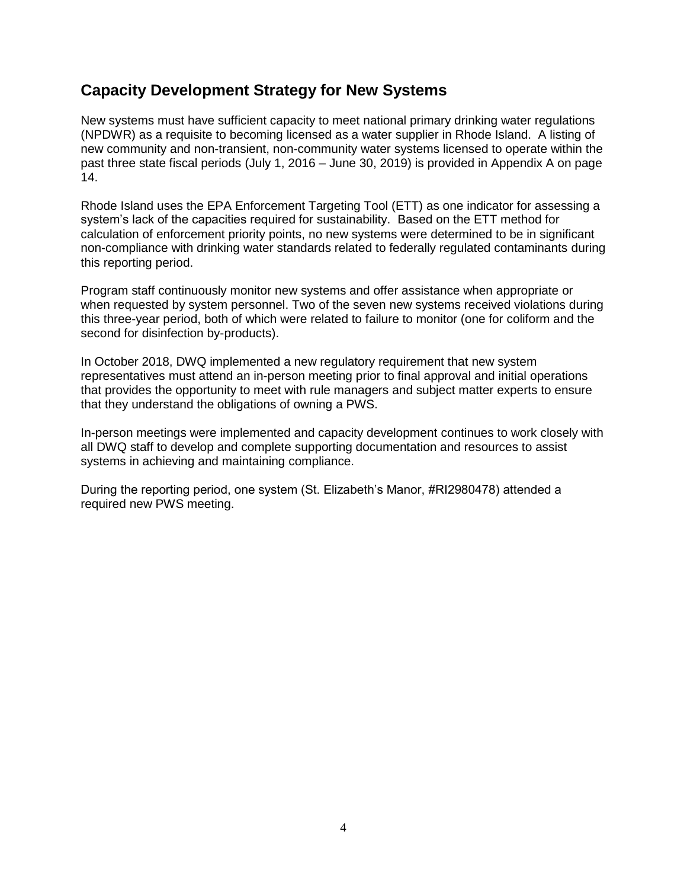## Capacity Development Strategy for New Systems

New systems must have sufficient capacity to meet national primary drinking water regulations (NPDWR) as a requisite to becoming licensed as a water supplier in Rhode Island. A listing of new community and non-transient, non-community water systems licensed to operate within the past three state fiscal periods (July 1, 2016 – June 30, 2019) is provided in Appendix A on page 14.

Rhode Island uses the EPA Enforcement Targeting Tool (ETT) as one indicator for assessing a system's lack of the capacities required for sustainability. Based on the ETT method for calculation of enforcement priority points, no new systems were determined to be in significant non-compliance with drinking water standards related to federally regulated contaminants during this reporting period.

Program staff continuously monitor new systems and offer assistance when appropriate or when requested by system personnel. Two of the seven new systems received violations during this three-year period, both of which were related to failure to monitor (one for coliform and the second for disinfection by-products).

In October 2018, DWQ implemented a new regulatory requirement that new system representatives must attend an in-person meeting prior to final approval and initial operations that provides the opportunity to meet with rule managers and subject matter experts to ensure that they understand the obligations of owning a PWS.

In-person meetings were implemented and capacity development continues to work closely with all DWQ staff to develop and complete supporting documentation and resources to assist systems in achieving and maintaining compliance.

During the reporting period, one system (St. Elizabeth's Manor, #RI2980478) attended a required new PWS meeting.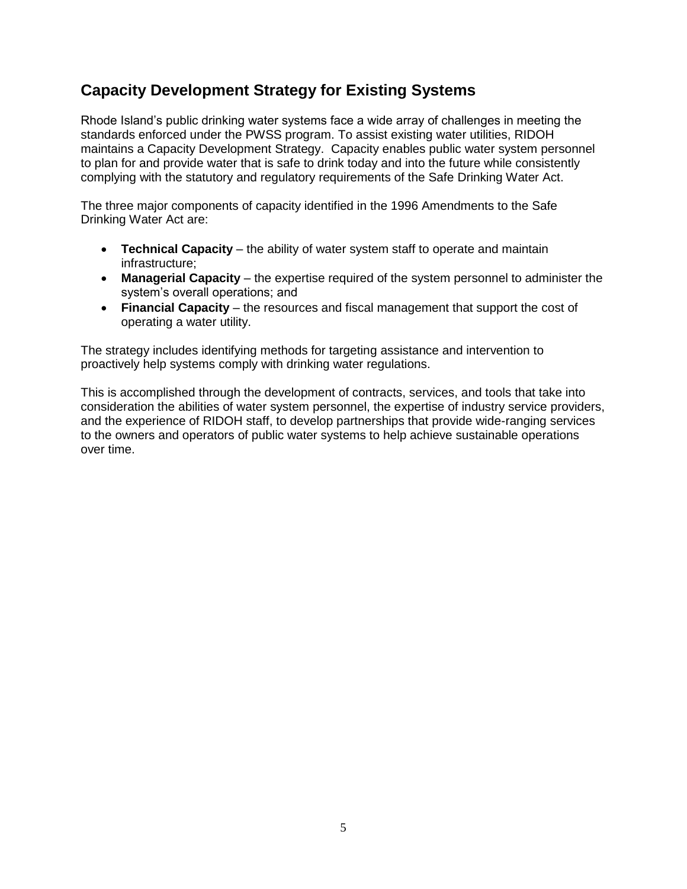## Capacity Development Strategy for Existing Systems

Rhode Island's public drinking water systems face a wide array of challenges in meeting the standards enforced under the PWSS program. To assist existing water utilities, RIDOH maintains a Capacity Development Strategy. Capacity enables public water system personnel to plan for and provide water that is safe to drink today and into the future while consistently complying with the statutory and regulatory requirements of the Safe Drinking Water Act.

The three major components of capacity identified in the 1996 Amendments to the Safe Drinking Water Act are:

- **Technical Capacity** – the ability of water system staff to operate and maintain infrastructure;
- **Managerial Capacity** – the expertise required of the system personnel to administer the system's overall operations; and
- **Financial Capacity** – the resources and fiscal management that support the cost of operating a water utility.

The strategy includes identifying methods for targeting assistance and intervention to proactively help systems comply with drinking water regulations.

This is accomplished through the development of contracts, services, and tools that take into consideration the abilities of water system personnel, the expertise of industry service providers, and the experience of RIDOH staff, to develop partnerships that provide wide-ranging services to the owners and operators of public water systems to help achieve sustainable operations over time.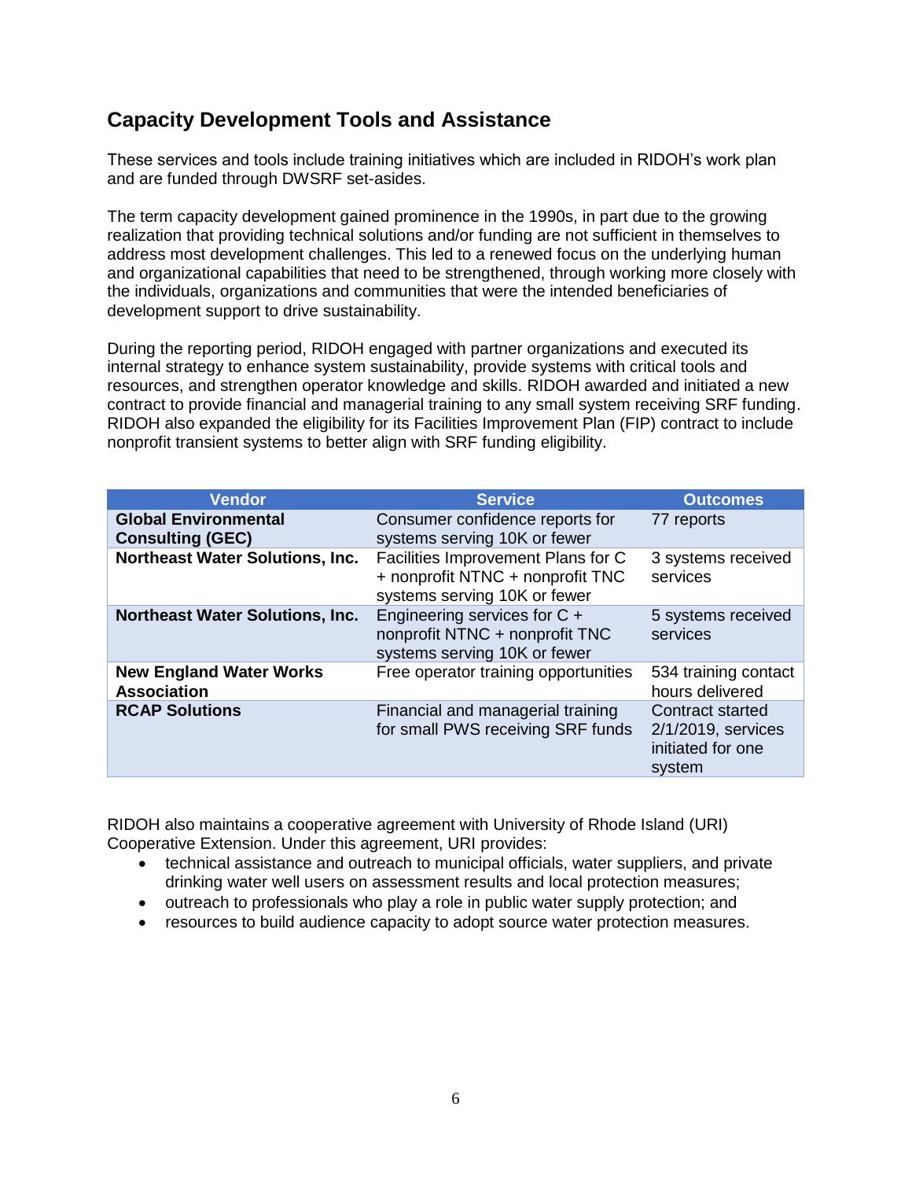## Capacity Development Tools and Assistance

These services and tools include training initiatives which are included in RIDOH's work plan and are funded through DWSRF set-asides.

The term capacity development gained prominence in the 1990s, in part due to the growing realization that providing technical solutions and/or funding are not sufficient in themselves to address most development challenges. This led to a renewed focus on the underlying human and organizational capabilities that need to be strengthened, through working more closely with the individuals, organizations and communities that were the intended beneficiaries of development support to drive sustainability.

During the reporting period, RIDOH engaged with partner organizations and executed its internal strategy to enhance system sustainability, provide systems with critical tools and resources, and strengthen operator knowledge and skills. RIDOH awarded and initiated a new contract to provide financial and managerial training to any small system receiving SRF funding. RIDOH also expanded the eligibility for its Facilities Improvement Plan (FIP) contract to include nonprofit transient systems to better align with SRF funding eligibility.

| Vendor | Service | Outcomes |
|---|---|---|
| **Global Environmental Consulting (GEC)** | Consumer confidence reports for systems serving 10K or fewer | 77 reports |
| **Northeast Water Solutions, Inc.** | Facilities Improvement Plans for C + nonprofit NTNC + nonprofit TNC systems serving 10K or fewer | 3 systems received services |
| **Northeast Water Solutions, Inc.** | Engineering services for C + nonprofit NTNC + nonprofit TNC systems serving 10K or fewer | 5 systems received services |
| **New England Water Works Association** | Free operator training opportunities | 534 training contact hours delivered |
| **RCAP Solutions** | Financial and managerial training for small PWS receiving SRF funds | Contract started 2/1/2019, services initiated for one system |

RIDOH also maintains a cooperative agreement with University of Rhode Island (URI) Cooperative Extension. Under this agreement, URI provides:

- technical assistance and outreach to municipal officials, water suppliers, and private drinking water well users on assessment results and local protection measures;
- outreach to professionals who play a role in public water supply protection; and
- resources to build audience capacity to adopt source water protection measures.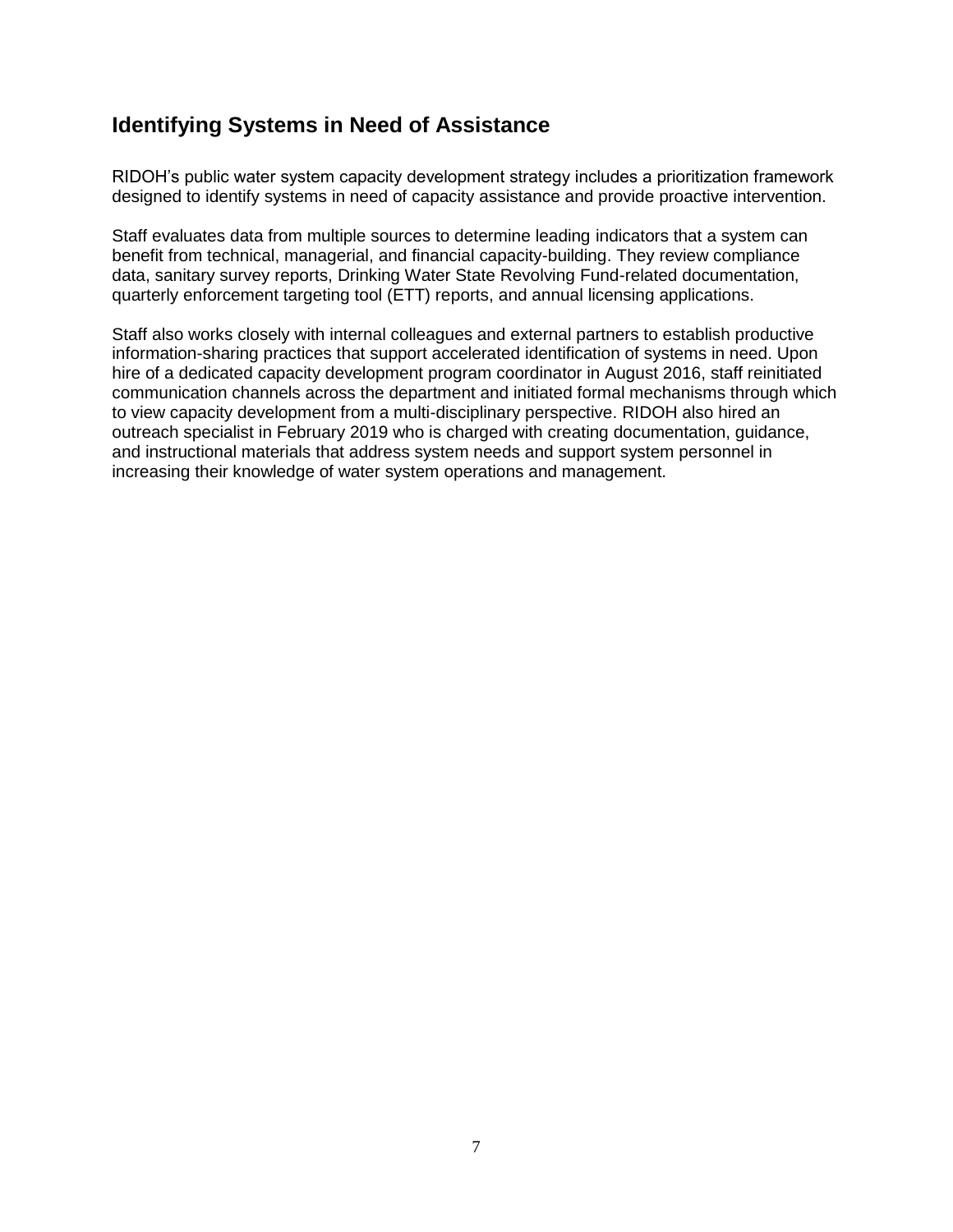## Identifying Systems in Need of Assistance

RIDOH's public water system capacity development strategy includes a prioritization framework designed to identify systems in need of capacity assistance and provide proactive intervention.

Staff evaluates data from multiple sources to determine leading indicators that a system can benefit from technical, managerial, and financial capacity-building. They review compliance data, sanitary survey reports, Drinking Water State Revolving Fund-related documentation, quarterly enforcement targeting tool (ETT) reports, and annual licensing applications.

Staff also works closely with internal colleagues and external partners to establish productive information-sharing practices that support accelerated identification of systems in need. Upon hire of a dedicated capacity development program coordinator in August 2016, staff reinitiated communication channels across the department and initiated formal mechanisms through which to view capacity development from a multi-disciplinary perspective. RIDOH also hired an outreach specialist in February 2019 who is charged with creating documentation, guidance, and instructional materials that address system needs and support system personnel in increasing their knowledge of water system operations and management.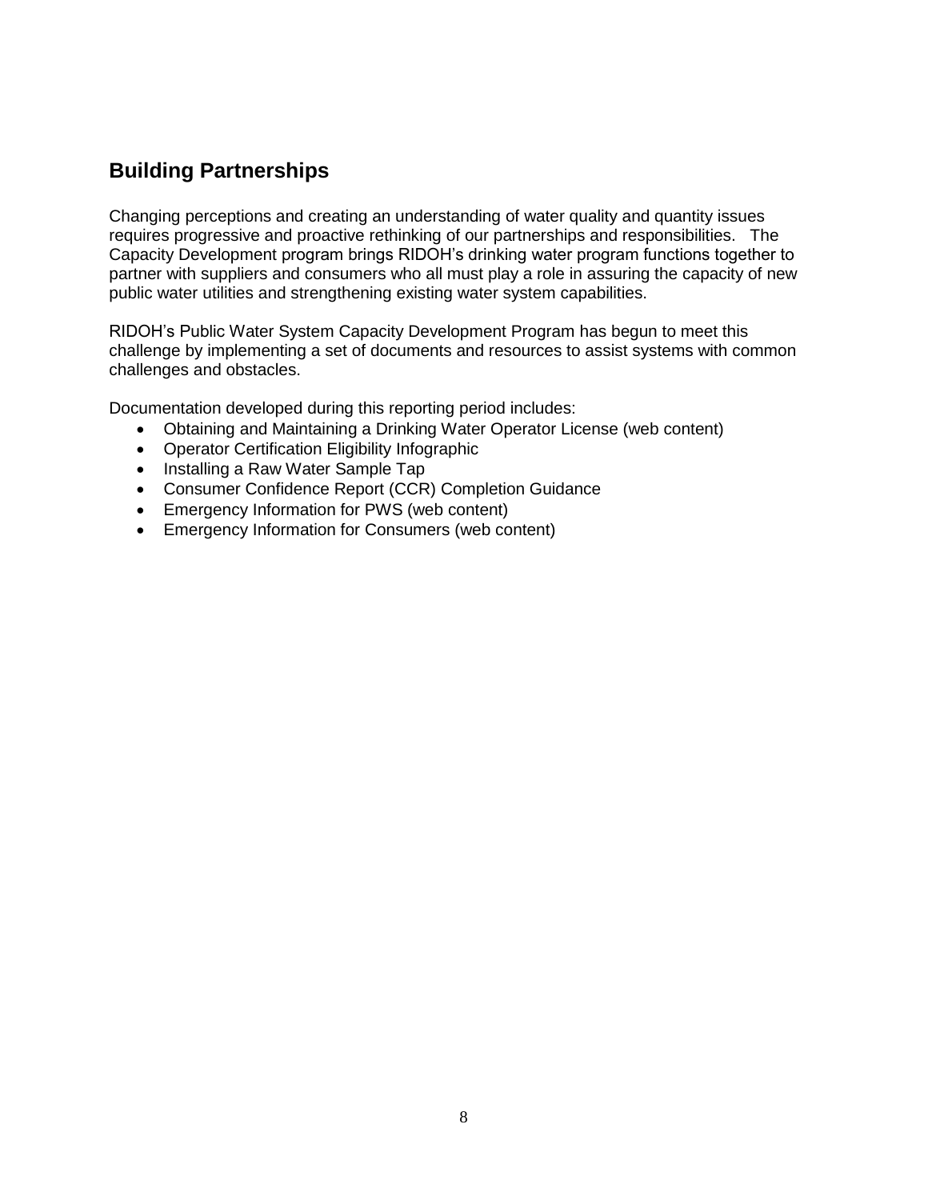## Building Partnerships

Changing perceptions and creating an understanding of water quality and quantity issues requires progressive and proactive rethinking of our partnerships and responsibilities. The Capacity Development program brings RIDOH's drinking water program functions together to partner with suppliers and consumers who all must play a role in assuring the capacity of new public water utilities and strengthening existing water system capabilities.

RIDOH's Public Water System Capacity Development Program has begun to meet this challenge by implementing a set of documents and resources to assist systems with common challenges and obstacles.

Documentation developed during this reporting period includes:

- Obtaining and Maintaining a Drinking Water Operator License (web content)
- Operator Certification Eligibility Infographic
- Installing a Raw Water Sample Tap
- Consumer Confidence Report (CCR) Completion Guidance
- Emergency Information for PWS (web content)
- Emergency Information for Consumers (web content)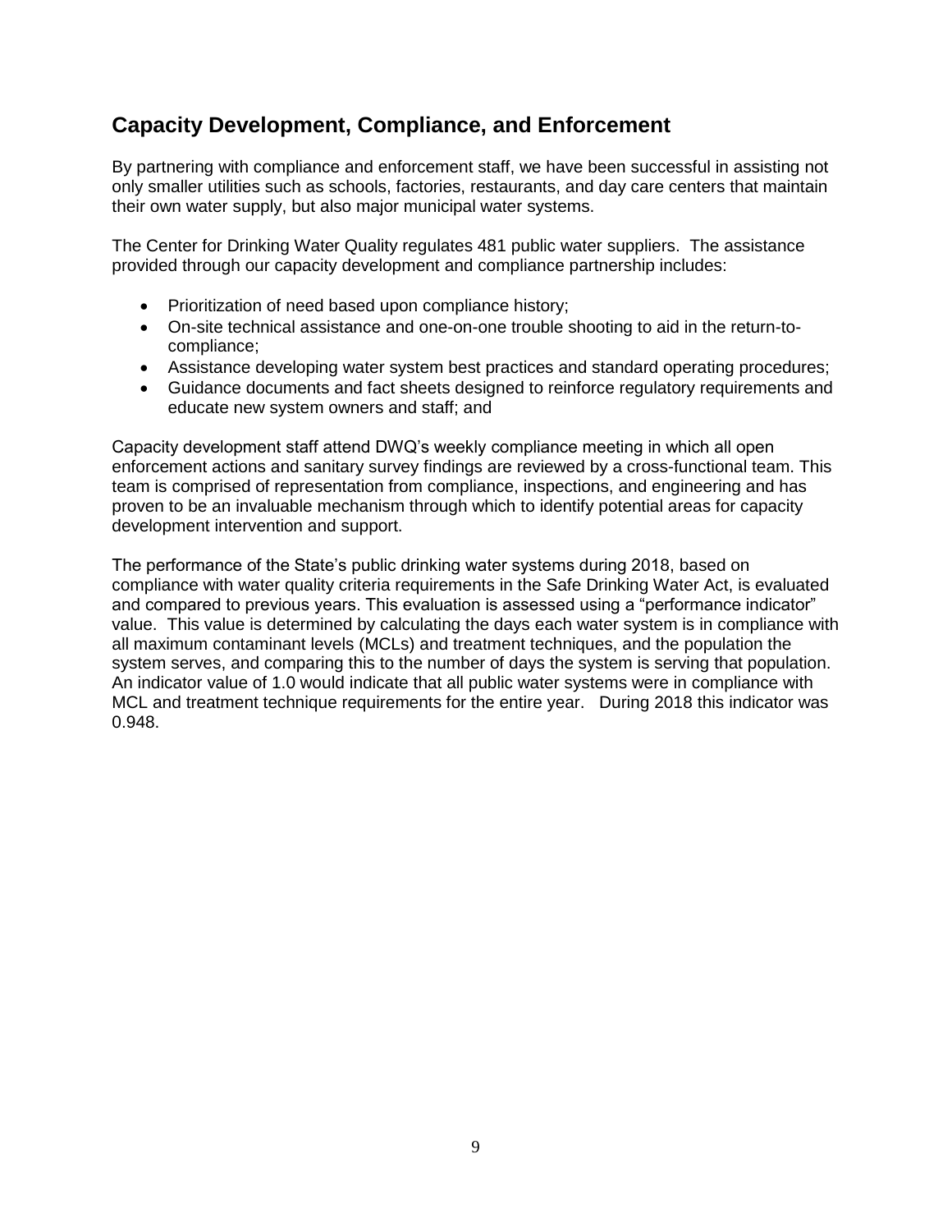## Capacity Development, Compliance, and Enforcement

By partnering with compliance and enforcement staff, we have been successful in assisting not only smaller utilities such as schools, factories, restaurants, and day care centers that maintain their own water supply, but also major municipal water systems.

The Center for Drinking Water Quality regulates 481 public water suppliers. The assistance provided through our capacity development and compliance partnership includes:

- Prioritization of need based upon compliance history;
- On-site technical assistance and one-on-one trouble shooting to aid in the return-to-compliance;
- Assistance developing water system best practices and standard operating procedures;
- Guidance documents and fact sheets designed to reinforce regulatory requirements and educate new system owners and staff; and

Capacity development staff attend DWQ's weekly compliance meeting in which all open enforcement actions and sanitary survey findings are reviewed by a cross-functional team. This team is comprised of representation from compliance, inspections, and engineering and has proven to be an invaluable mechanism through which to identify potential areas for capacity development intervention and support.

The performance of the State's public drinking water systems during 2018, based on compliance with water quality criteria requirements in the Safe Drinking Water Act, is evaluated and compared to previous years. This evaluation is assessed using a "performance indicator" value. This value is determined by calculating the days each water system is in compliance with all maximum contaminant levels (MCLs) and treatment techniques, and the population the system serves, and comparing this to the number of days the system is serving that population. An indicator value of 1.0 would indicate that all public water systems were in compliance with MCL and treatment technique requirements for the entire year. During 2018 this indicator was 0.948.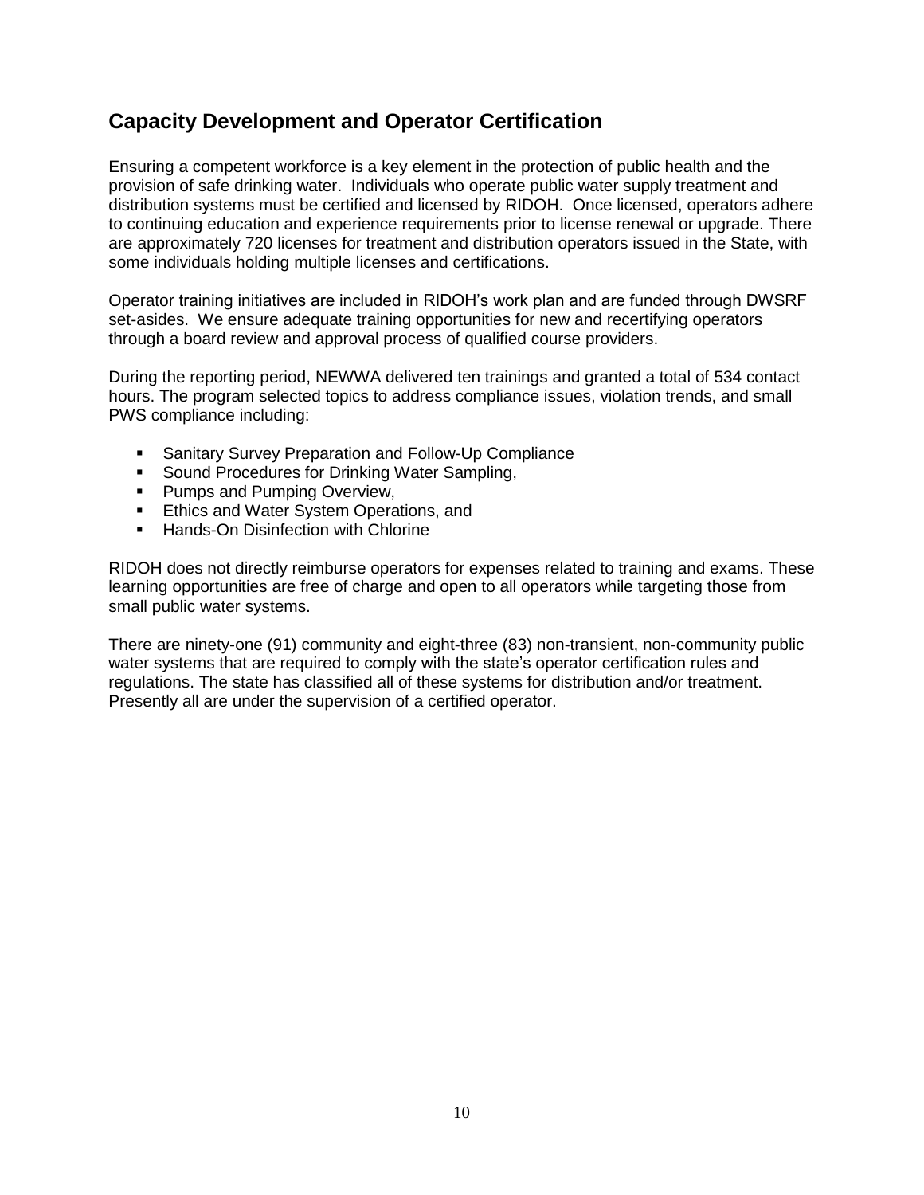## Capacity Development and Operator Certification

Ensuring a competent workforce is a key element in the protection of public health and the provision of safe drinking water. Individuals who operate public water supply treatment and distribution systems must be certified and licensed by RIDOH. Once licensed, operators adhere to continuing education and experience requirements prior to license renewal or upgrade. There are approximately 720 licenses for treatment and distribution operators issued in the State, with some individuals holding multiple licenses and certifications.

Operator training initiatives are included in RIDOH's work plan and are funded through DWSRF set-asides. We ensure adequate training opportunities for new and recertifying operators through a board review and approval process of qualified course providers.

During the reporting period, NEWWA delivered ten trainings and granted a total of 534 contact hours. The program selected topics to address compliance issues, violation trends, and small PWS compliance including:

- Sanitary Survey Preparation and Follow-Up Compliance
- Sound Procedures for Drinking Water Sampling,
- Pumps and Pumping Overview,
- Ethics and Water System Operations, and
- Hands-On Disinfection with Chlorine

RIDOH does not directly reimburse operators for expenses related to training and exams. These learning opportunities are free of charge and open to all operators while targeting those from small public water systems.

There are ninety-one (91) community and eight-three (83) non-transient, non-community public water systems that are required to comply with the state's operator certification rules and regulations. The state has classified all of these systems for distribution and/or treatment. Presently all are under the supervision of a certified operator.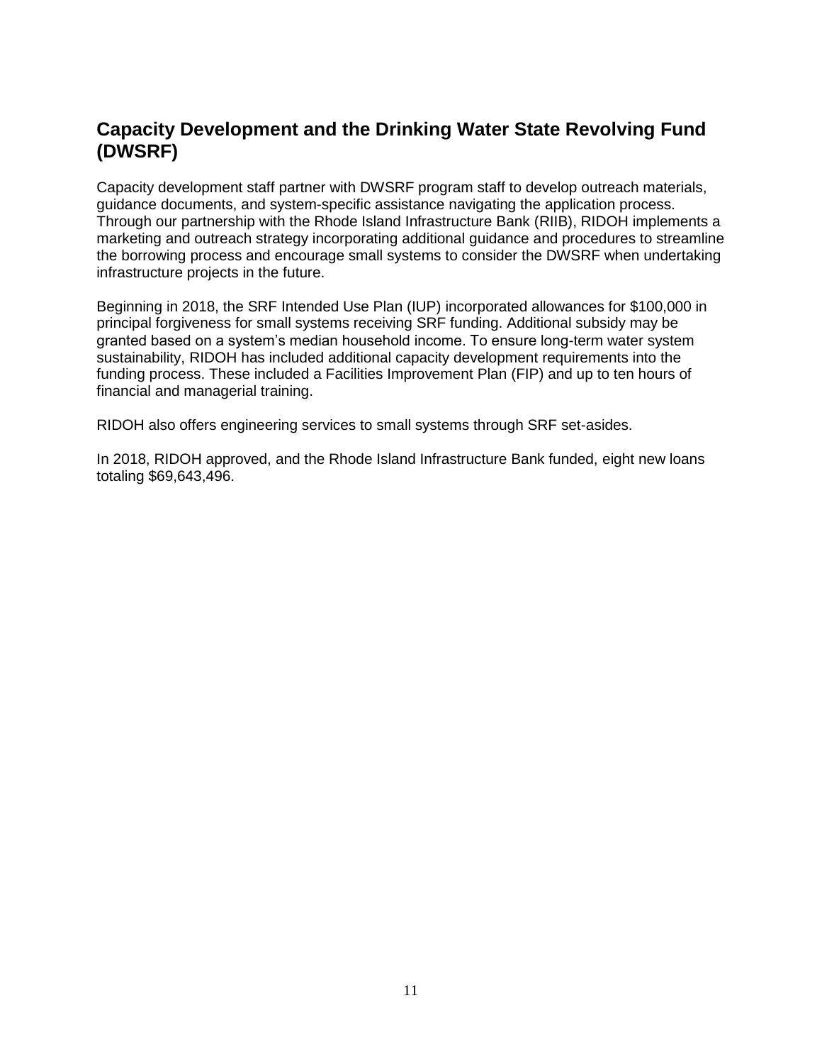## Capacity Development and the Drinking Water State Revolving Fund (DWSRF)

Capacity development staff partner with DWSRF program staff to develop outreach materials, guidance documents, and system-specific assistance navigating the application process. Through our partnership with the Rhode Island Infrastructure Bank (RIIB), RIDOH implements a marketing and outreach strategy incorporating additional guidance and procedures to streamline the borrowing process and encourage small systems to consider the DWSRF when undertaking infrastructure projects in the future.

Beginning in 2018, the SRF Intended Use Plan (IUP) incorporated allowances for $100,000 in principal forgiveness for small systems receiving SRF funding. Additional subsidy may be granted based on a system's median household income. To ensure long-term water system sustainability, RIDOH has included additional capacity development requirements into the funding process. These included a Facilities Improvement Plan (FIP) and up to ten hours of financial and managerial training.

RIDOH also offers engineering services to small systems through SRF set-asides.

In 2018, RIDOH approved, and the Rhode Island Infrastructure Bank funded, eight new loans totaling $69,643,496.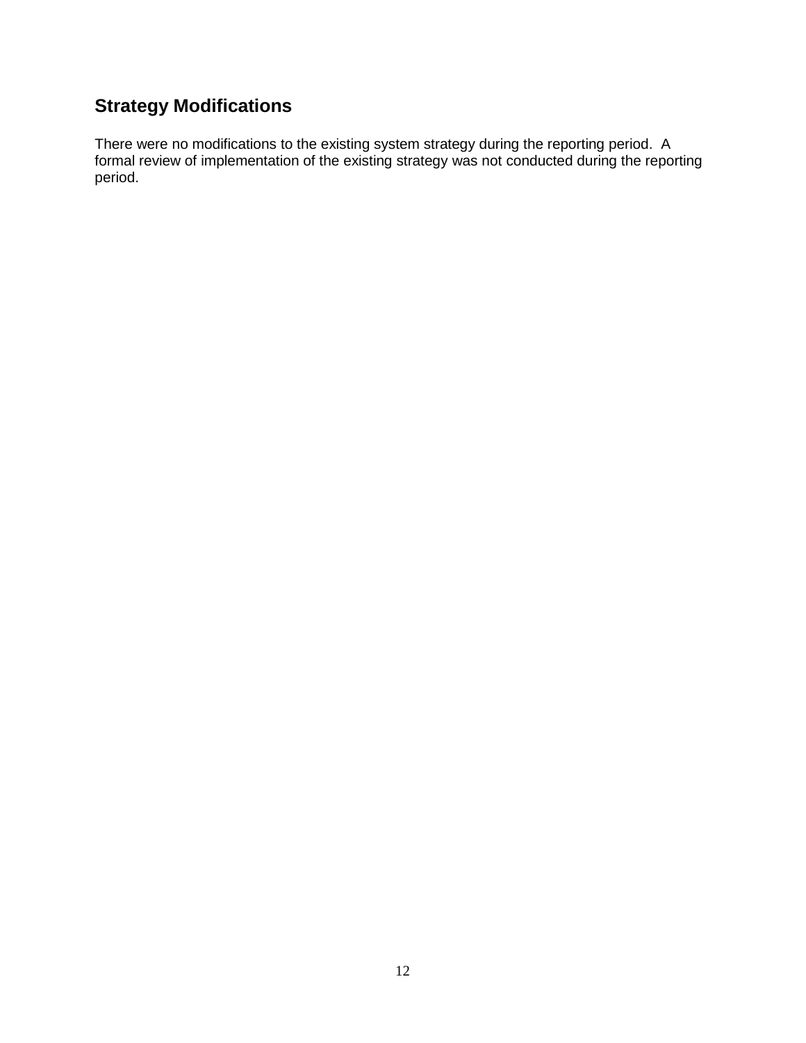## Strategy Modifications

There were no modifications to the existing system strategy during the reporting period. A formal review of implementation of the existing strategy was not conducted during the reporting period.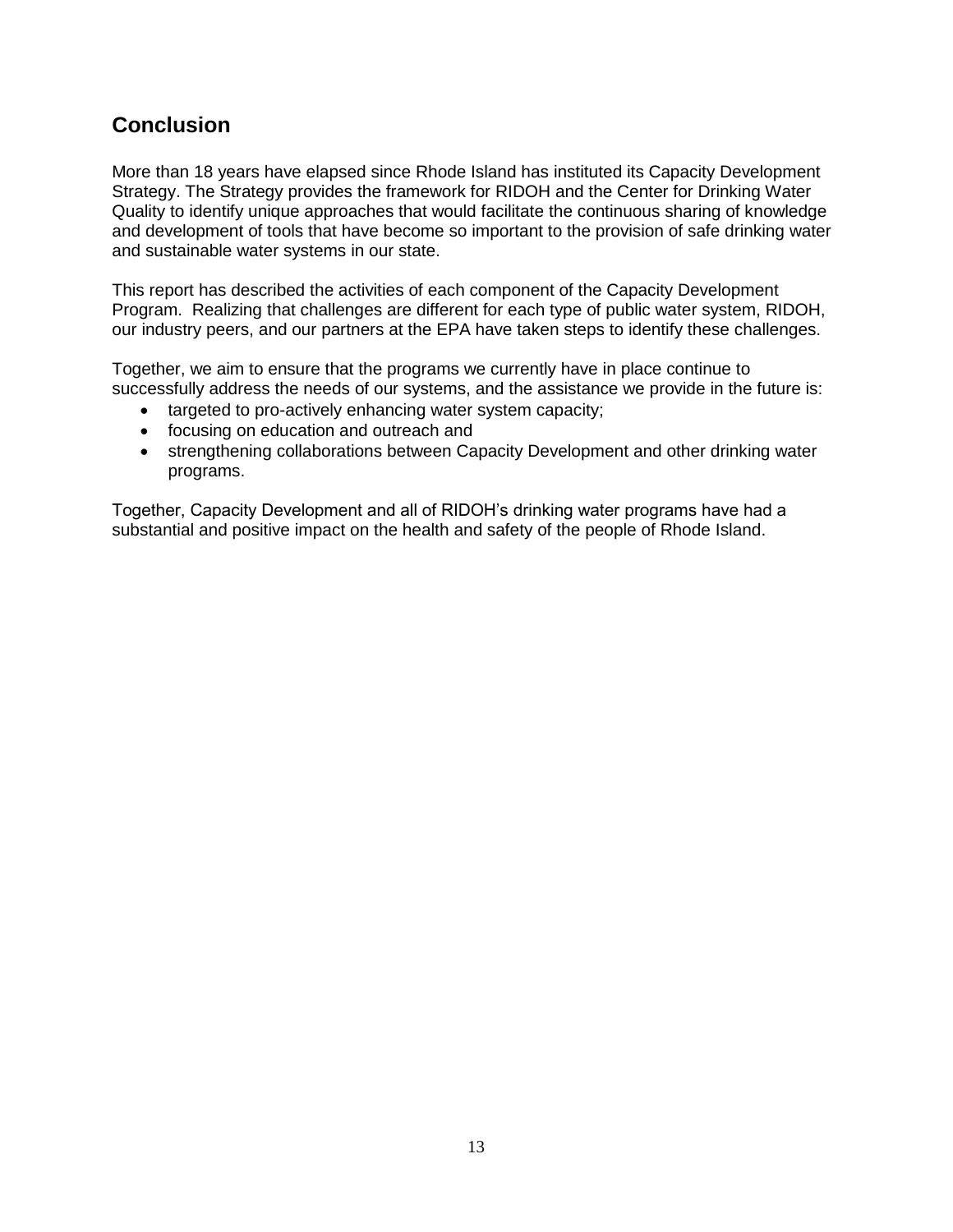## Conclusion

More than 18 years have elapsed since Rhode Island has instituted its Capacity Development Strategy. The Strategy provides the framework for RIDOH and the Center for Drinking Water Quality to identify unique approaches that would facilitate the continuous sharing of knowledge and development of tools that have become so important to the provision of safe drinking water and sustainable water systems in our state.

This report has described the activities of each component of the Capacity Development Program. Realizing that challenges are different for each type of public water system, RIDOH, our industry peers, and our partners at the EPA have taken steps to identify these challenges.

Together, we aim to ensure that the programs we currently have in place continue to successfully address the needs of our systems, and the assistance we provide in the future is:

- targeted to pro-actively enhancing water system capacity;
- focusing on education and outreach and
- strengthening collaborations between Capacity Development and other drinking water programs.

Together, Capacity Development and all of RIDOH's drinking water programs have had a substantial and positive impact on the health and safety of the people of Rhode Island.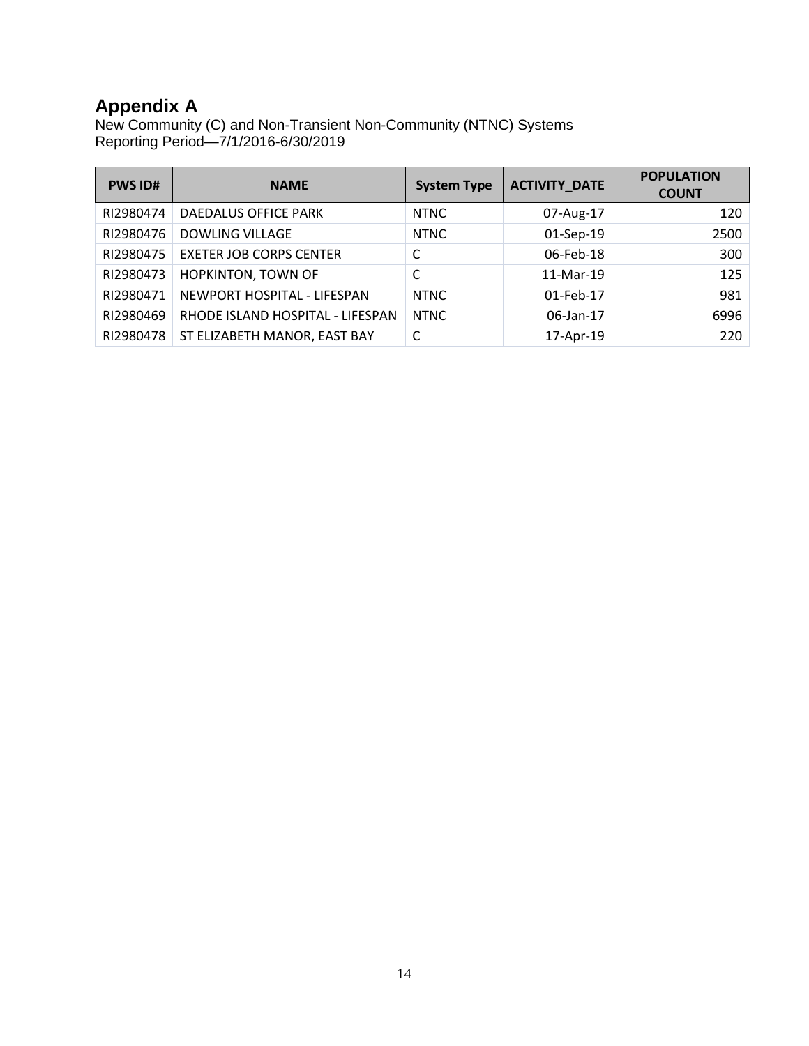# Appendix A

New Community (C) and Non-Transient Non-Community (NTNC) Systems
Reporting Period—7/1/2016-6/30/2019

| PWS ID# | NAME | System Type | ACTIVITY_DATE | POPULATION COUNT |
|---|---|---|---|---|
| RI2980474 | DAEDALUS OFFICE PARK | NTNC | 07-Aug-17 | 120 |
| RI2980476 | DOWLING VILLAGE | NTNC | 01-Sep-19 | 2500 |
| RI2980475 | EXETER JOB CORPS CENTER | C | 06-Feb-18 | 300 |
| RI2980473 | HOPKINTON, TOWN OF | C | 11-Mar-19 | 125 |
| RI2980471 | NEWPORT HOSPITAL - LIFESPAN | NTNC | 01-Feb-17 | 981 |
| RI2980469 | RHODE ISLAND HOSPITAL - LIFESPAN | NTNC | 06-Jan-17 | 6996 |
| RI2980478 | ST ELIZABETH MANOR, EAST BAY | C | 17-Apr-19 | 220 |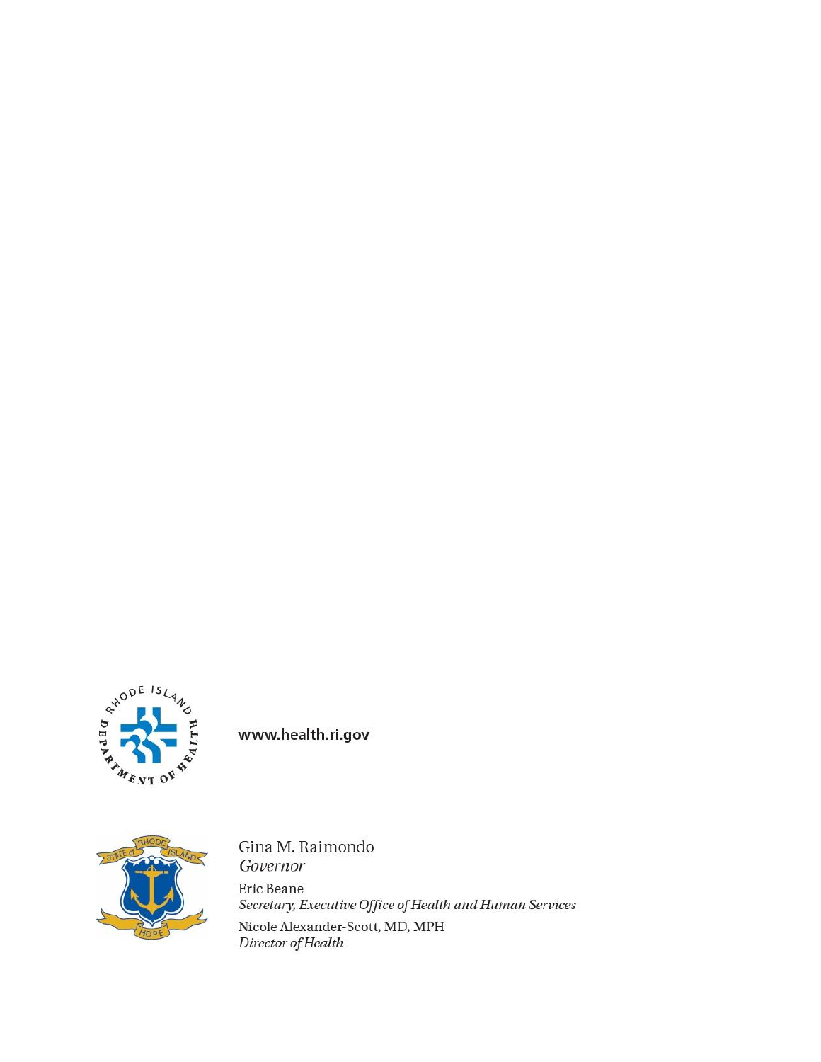www.health.ri.gov

Gina M. Raimondo
*Governor*

Eric Beane
*Secretary, Executive Office of Health and Human Services*

Nicole Alexander-Scott, MD, MPH
*Director of Health*